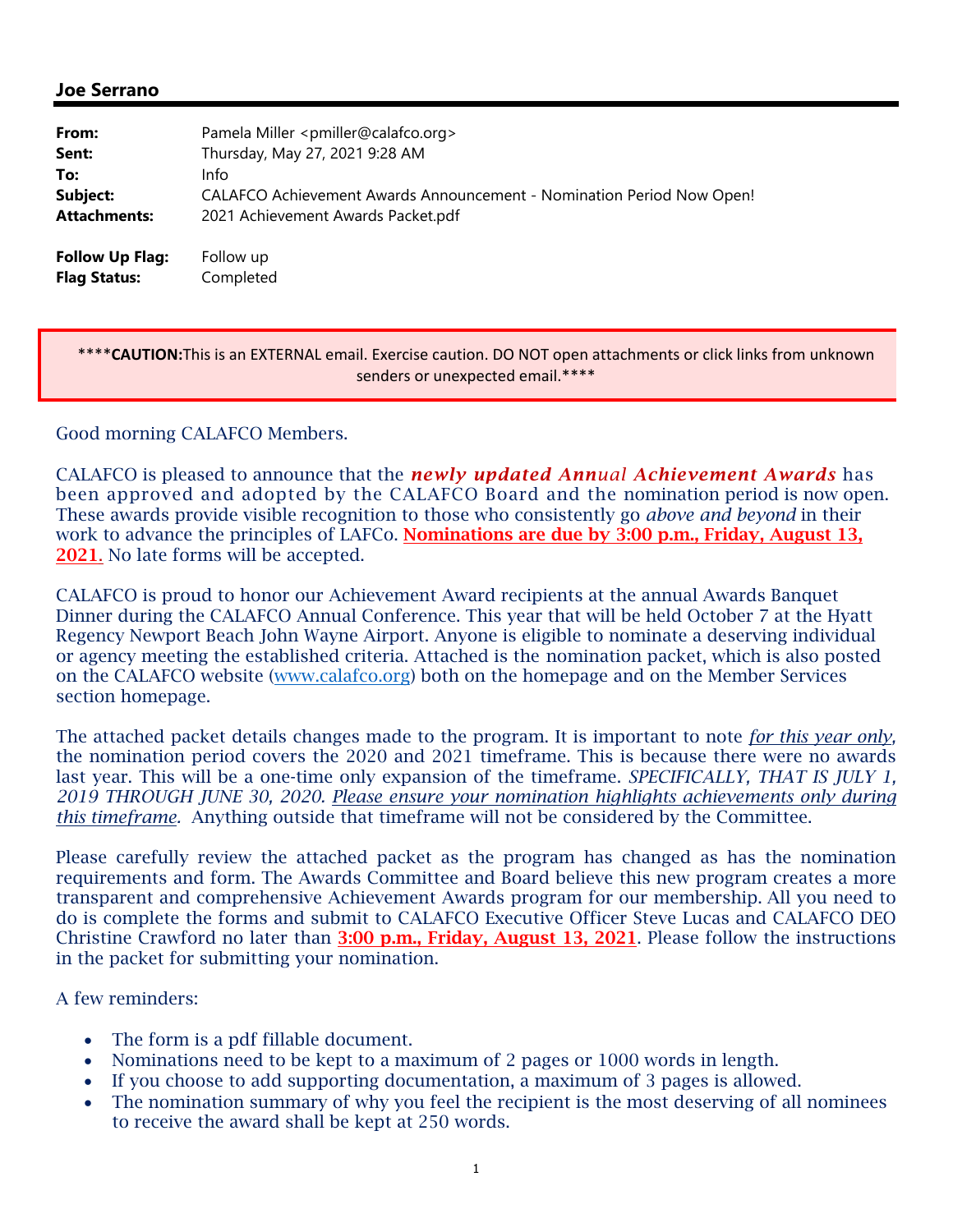**Joe Serrano**

---

| | |
|---|---|
| **From:** | Pamela Miller <pmiller@calafco.org> |
| **Sent:** | Thursday, May 27, 2021 9:28 AM |
| **To:** | Info |
| **Subject:** | CALAFCO Achievement Awards Announcement - Nomination Period Now Open! |
| **Attachments:** | 2021 Achievement Awards Packet.pdf |
| **Follow Up Flag:** | Follow up |
| **Flag Status:** | Completed |

****CAUTION:** This is an EXTERNAL email. Exercise caution. DO NOT open attachments or click links from unknown senders or unexpected email.****

Good morning CALAFCO Members.

CALAFCO is pleased to announce that the ***newly updated Annual Achievement Awards*** has been approved and adopted by the CALAFCO Board and the nomination period is now open. These awards provide visible recognition to those who consistently go *above and beyond* in their work to advance the principles of LAFCo. **Nominations are due by 3:00 p.m., Friday, August 13, 2021.** No late forms will be accepted.

CALAFCO is proud to honor our Achievement Award recipients at the annual Awards Banquet Dinner during the CALAFCO Annual Conference. This year that will be held October 7 at the Hyatt Regency Newport Beach John Wayne Airport. Anyone is eligible to nominate a deserving individual or agency meeting the established criteria. Attached is the nomination packet, which is also posted on the CALAFCO website (www.calafco.org) both on the homepage and on the Member Services section homepage.

The attached packet details changes made to the program. It is important to note *for this year only*, the nomination period covers the 2020 and 2021 timeframe. This is because there were no awards last year. This will be a one-time only expansion of the timeframe. *SPECIFICALLY, THAT IS JULY 1, 2019 THROUGH JUNE 30, 2020. Please ensure your nomination highlights achievements only during this timeframe.* Anything outside that timeframe will not be considered by the Committee.

Please carefully review the attached packet as the program has changed as has the nomination requirements and form. The Awards Committee and Board believe this new program creates a more transparent and comprehensive Achievement Awards program for our membership. All you need to do is complete the forms and submit to CALAFCO Executive Officer Steve Lucas and CALAFCO DEO Christine Crawford no later than **3:00 p.m., Friday, August 13, 2021**. Please follow the instructions in the packet for submitting your nomination.

A few reminders:

- The form is a pdf fillable document.
- Nominations need to be kept to a maximum of 2 pages or 1000 words in length.
- If you choose to add supporting documentation, a maximum of 3 pages is allowed.
- The nomination summary of why you feel the recipient is the most deserving of all nominees to receive the award shall be kept at 250 words.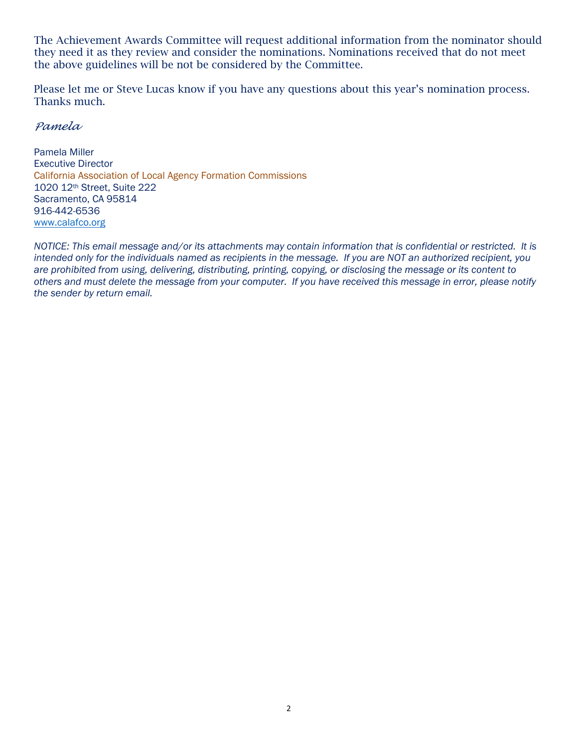The Achievement Awards Committee will request additional information from the nominator should they need it as they review and consider the nominations. Nominations received that do not meet the above guidelines will be not be considered by the Committee.

Please let me or Steve Lucas know if you have any questions about this year's nomination process. Thanks much.

*Pamela*

Pamela Miller
Executive Director
California Association of Local Agency Formation Commissions
1020 12th Street, Suite 222
Sacramento, CA 95814
916-442-6536
www.calafco.org

*NOTICE: This email message and/or its attachments may contain information that is confidential or restricted. It is intended only for the individuals named as recipients in the message. If you are NOT an authorized recipient, you are prohibited from using, delivering, distributing, printing, copying, or disclosing the message or its content to others and must delete the message from your computer. If you have received this message in error, please notify the sender by return email.*